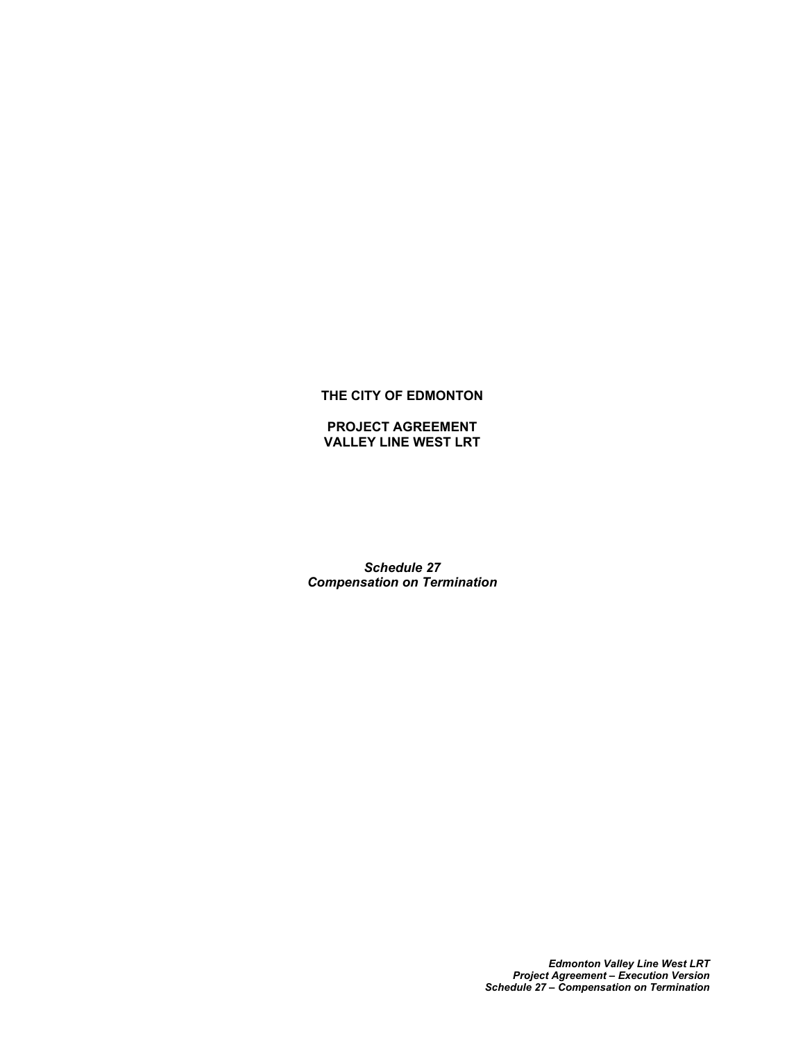**THE CITY OF EDMONTON**

**PROJECT AGREEMENT**
**VALLEY LINE WEST LRT**

***Schedule 27***
***Compensation on Termination***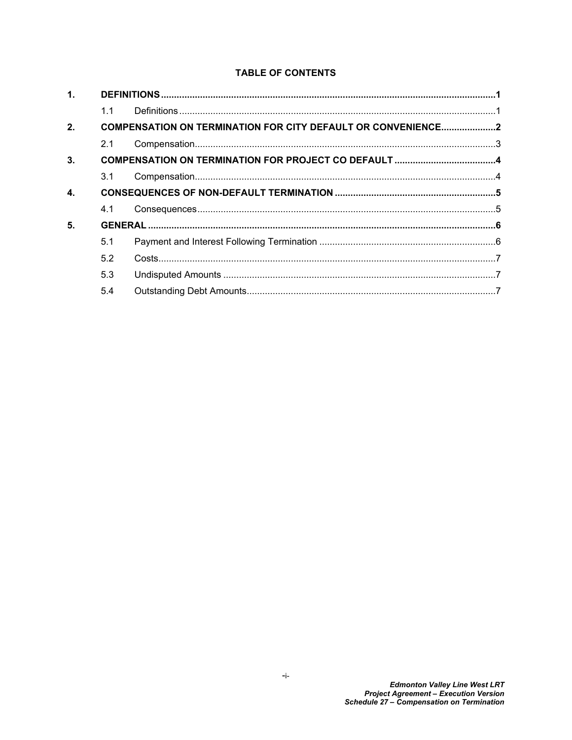# TABLE OF CONTENTS

| | | | |
|---|---|---|---|
| **1.** | **DEFINITIONS** | | **1** |
| | 1.1 | Definitions | 1 |
| **2.** | **COMPENSATION ON TERMINATION FOR CITY DEFAULT OR CONVENIENCE** | | **2** |
| | 2.1 | Compensation | 3 |
| **3.** | **COMPENSATION ON TERMINATION FOR PROJECT CO DEFAULT** | | **4** |
| | 3.1 | Compensation | 4 |
| **4.** | **CONSEQUENCES OF NON-DEFAULT TERMINATION** | | **5** |
| | 4.1 | Consequences | 5 |
| **5.** | **GENERAL** | | **6** |
| | 5.1 | Payment and Interest Following Termination | 6 |
| | 5.2 | Costs | 7 |
| | 5.3 | Undisputed Amounts | 7 |
| | 5.4 | Outstanding Debt Amounts | 7 |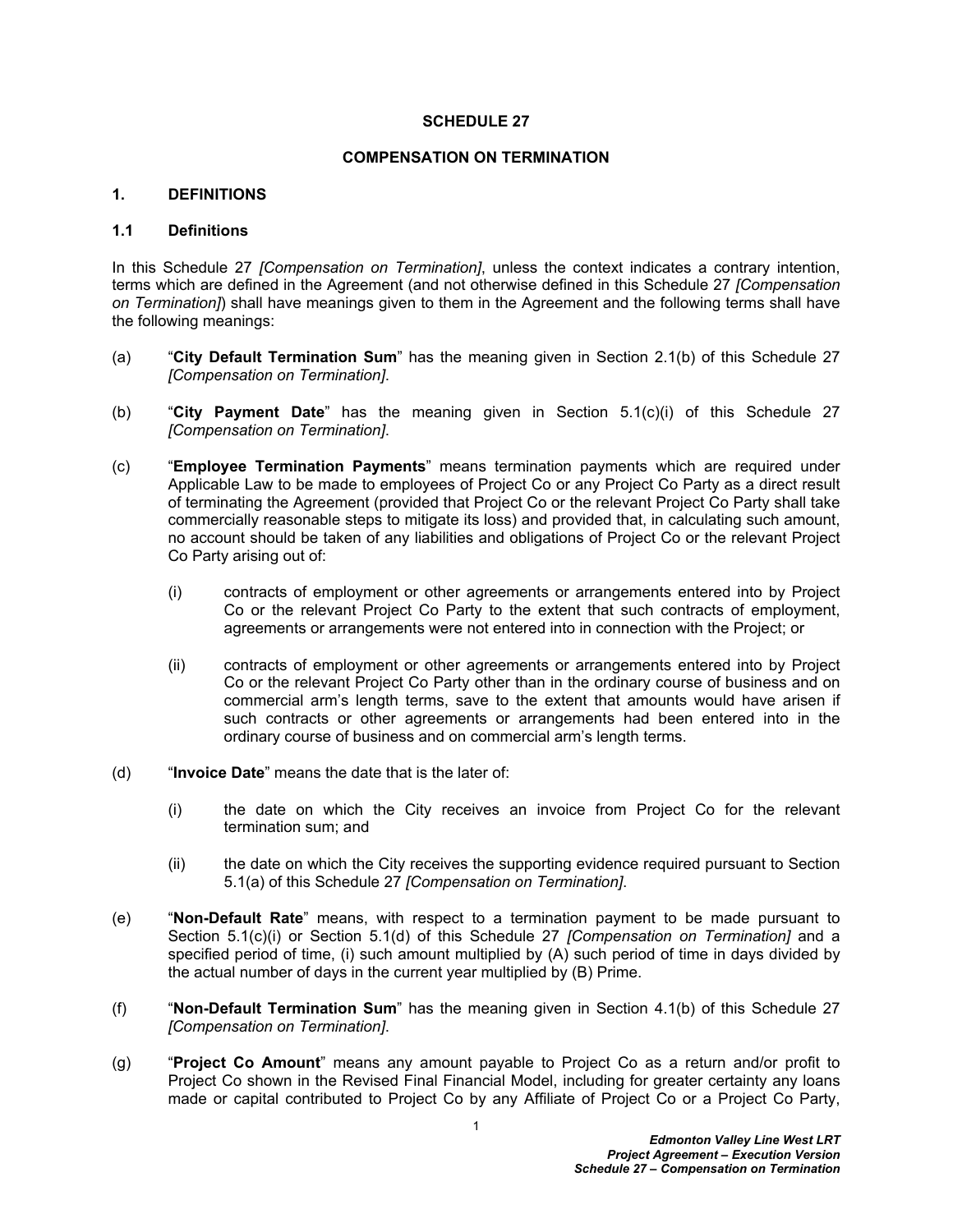# SCHEDULE 27

# COMPENSATION ON TERMINATION

## 1. DEFINITIONS

### 1.1 Definitions

In this Schedule 27 *[Compensation on Termination]*, unless the context indicates a contrary intention, terms which are defined in the Agreement (and not otherwise defined in this Schedule 27 *[Compensation on Termination]*) shall have meanings given to them in the Agreement and the following terms shall have the following meanings:

(a) "**City Default Termination Sum**" has the meaning given in Section 2.1(b) of this Schedule 27 *[Compensation on Termination]*.

(b) "**City Payment Date**" has the meaning given in Section 5.1(c)(i) of this Schedule 27 *[Compensation on Termination]*.

(c) "**Employee Termination Payments**" means termination payments which are required under Applicable Law to be made to employees of Project Co or any Project Co Party as a direct result of terminating the Agreement (provided that Project Co or the relevant Project Co Party shall take commercially reasonable steps to mitigate its loss) and provided that, in calculating such amount, no account should be taken of any liabilities and obligations of Project Co or the relevant Project Co Party arising out of:

   (i) contracts of employment or other agreements or arrangements entered into by Project Co or the relevant Project Co Party to the extent that such contracts of employment, agreements or arrangements were not entered into in connection with the Project; or

   (ii) contracts of employment or other agreements or arrangements entered into by Project Co or the relevant Project Co Party other than in the ordinary course of business and on commercial arm's length terms, save to the extent that amounts would have arisen if such contracts or other agreements or arrangements had been entered into in the ordinary course of business and on commercial arm's length terms.

(d) "**Invoice Date**" means the date that is the later of:

   (i) the date on which the City receives an invoice from Project Co for the relevant termination sum; and

   (ii) the date on which the City receives the supporting evidence required pursuant to Section 5.1(a) of this Schedule 27 *[Compensation on Termination]*.

(e) "**Non-Default Rate**" means, with respect to a termination payment to be made pursuant to Section 5.1(c)(i) or Section 5.1(d) of this Schedule 27 *[Compensation on Termination]* and a specified period of time, (i) such amount multiplied by (A) such period of time in days divided by the actual number of days in the current year multiplied by (B) Prime.

(f) "**Non-Default Termination Sum**" has the meaning given in Section 4.1(b) of this Schedule 27 *[Compensation on Termination]*.

(g) "**Project Co Amount**" means any amount payable to Project Co as a return and/or profit to Project Co shown in the Revised Final Financial Model, including for greater certainty any loans made or capital contributed to Project Co by any Affiliate of Project Co or a Project Co Party,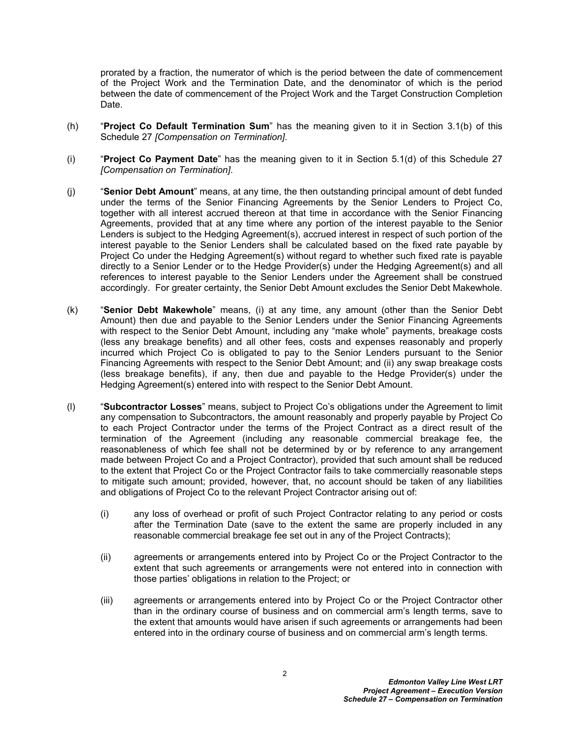prorated by a fraction, the numerator of which is the period between the date of commencement of the Project Work and the Termination Date, and the denominator of which is the period between the date of commencement of the Project Work and the Target Construction Completion Date.

(h) "**Project Co Default Termination Sum**" has the meaning given to it in Section 3.1(b) of this Schedule 27 *[Compensation on Termination]*.

(i) "**Project Co Payment Date**" has the meaning given to it in Section 5.1(d) of this Schedule 27 *[Compensation on Termination]*.

(j) "**Senior Debt Amount**" means, at any time, the then outstanding principal amount of debt funded under the terms of the Senior Financing Agreements by the Senior Lenders to Project Co, together with all interest accrued thereon at that time in accordance with the Senior Financing Agreements, provided that at any time where any portion of the interest payable to the Senior Lenders is subject to the Hedging Agreement(s), accrued interest in respect of such portion of the interest payable to the Senior Lenders shall be calculated based on the fixed rate payable by Project Co under the Hedging Agreement(s) without regard to whether such fixed rate is payable directly to a Senior Lender or to the Hedge Provider(s) under the Hedging Agreement(s) and all references to interest payable to the Senior Lenders under the Agreement shall be construed accordingly. For greater certainty, the Senior Debt Amount excludes the Senior Debt Makewhole.

(k) "**Senior Debt Makewhole**" means, (i) at any time, any amount (other than the Senior Debt Amount) then due and payable to the Senior Lenders under the Senior Financing Agreements with respect to the Senior Debt Amount, including any "make whole" payments, breakage costs (less any breakage benefits) and all other fees, costs and expenses reasonably and properly incurred which Project Co is obligated to pay to the Senior Lenders pursuant to the Senior Financing Agreements with respect to the Senior Debt Amount; and (ii) any swap breakage costs (less breakage benefits), if any, then due and payable to the Hedge Provider(s) under the Hedging Agreement(s) entered into with respect to the Senior Debt Amount.

(l) "**Subcontractor Losses**" means, subject to Project Co's obligations under the Agreement to limit any compensation to Subcontractors, the amount reasonably and properly payable by Project Co to each Project Contractor under the terms of the Project Contract as a direct result of the termination of the Agreement (including any reasonable commercial breakage fee, the reasonableness of which fee shall not be determined by or by reference to any arrangement made between Project Co and a Project Contractor), provided that such amount shall be reduced to the extent that Project Co or the Project Contractor fails to take commercially reasonable steps to mitigate such amount; provided, however, that, no account should be taken of any liabilities and obligations of Project Co to the relevant Project Contractor arising out of:

(i) any loss of overhead or profit of such Project Contractor relating to any period or costs after the Termination Date (save to the extent the same are properly included in any reasonable commercial breakage fee set out in any of the Project Contracts);

(ii) agreements or arrangements entered into by Project Co or the Project Contractor to the extent that such agreements or arrangements were not entered into in connection with those parties' obligations in relation to the Project; or

(iii) agreements or arrangements entered into by Project Co or the Project Contractor other than in the ordinary course of business and on commercial arm's length terms, save to the extent that amounts would have arisen if such agreements or arrangements had been entered into in the ordinary course of business and on commercial arm's length terms.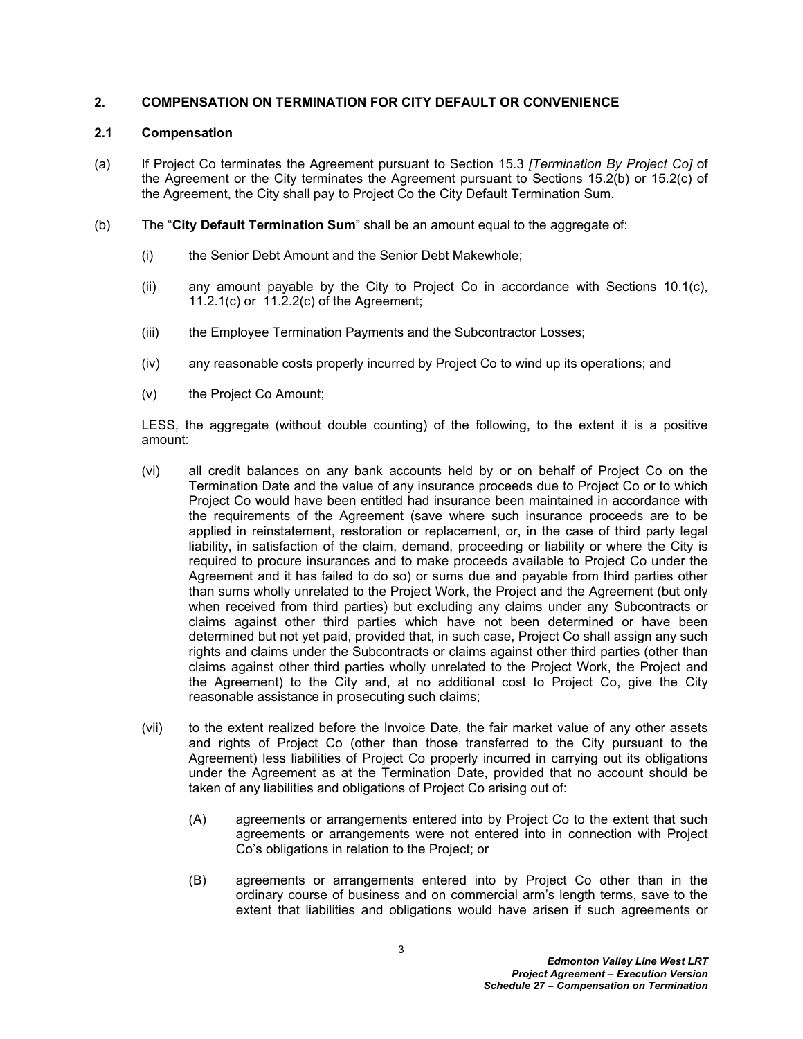## 2. COMPENSATION ON TERMINATION FOR CITY DEFAULT OR CONVENIENCE

### 2.1 Compensation

(a) If Project Co terminates the Agreement pursuant to Section 15.3 *[Termination By Project Co]* of the Agreement or the City terminates the Agreement pursuant to Sections 15.2(b) or 15.2(c) of the Agreement, the City shall pay to Project Co the City Default Termination Sum.

(b) The "**City Default Termination Sum**" shall be an amount equal to the aggregate of:

(i) the Senior Debt Amount and the Senior Debt Makewhole;

(ii) any amount payable by the City to Project Co in accordance with Sections 10.1(c), 11.2.1(c) or 11.2.2(c) of the Agreement;

(iii) the Employee Termination Payments and the Subcontractor Losses;

(iv) any reasonable costs properly incurred by Project Co to wind up its operations; and

(v) the Project Co Amount;

LESS, the aggregate (without double counting) of the following, to the extent it is a positive amount:

(vi) all credit balances on any bank accounts held by or on behalf of Project Co on the Termination Date and the value of any insurance proceeds due to Project Co or to which Project Co would have been entitled had insurance been maintained in accordance with the requirements of the Agreement (save where such insurance proceeds are to be applied in reinstatement, restoration or replacement, or, in the case of third party legal liability, in satisfaction of the claim, demand, proceeding or liability or where the City is required to procure insurances and to make proceeds available to Project Co under the Agreement and it has failed to do so) or sums due and payable from third parties other than sums wholly unrelated to the Project Work, the Project and the Agreement (but only when received from third parties) but excluding any claims under any Subcontracts or claims against other third parties which have not been determined or have been determined but not yet paid, provided that, in such case, Project Co shall assign any such rights and claims under the Subcontracts or claims against other third parties (other than claims against other third parties wholly unrelated to the Project Work, the Project and the Agreement) to the City and, at no additional cost to Project Co, give the City reasonable assistance in prosecuting such claims;

(vii) to the extent realized before the Invoice Date, the fair market value of any other assets and rights of Project Co (other than those transferred to the City pursuant to the Agreement) less liabilities of Project Co properly incurred in carrying out its obligations under the Agreement as at the Termination Date, provided that no account should be taken of any liabilities and obligations of Project Co arising out of:

(A) agreements or arrangements entered into by Project Co to the extent that such agreements or arrangements were not entered into in connection with Project Co's obligations in relation to the Project; or

(B) agreements or arrangements entered into by Project Co other than in the ordinary course of business and on commercial arm's length terms, save to the extent that liabilities and obligations would have arisen if such agreements or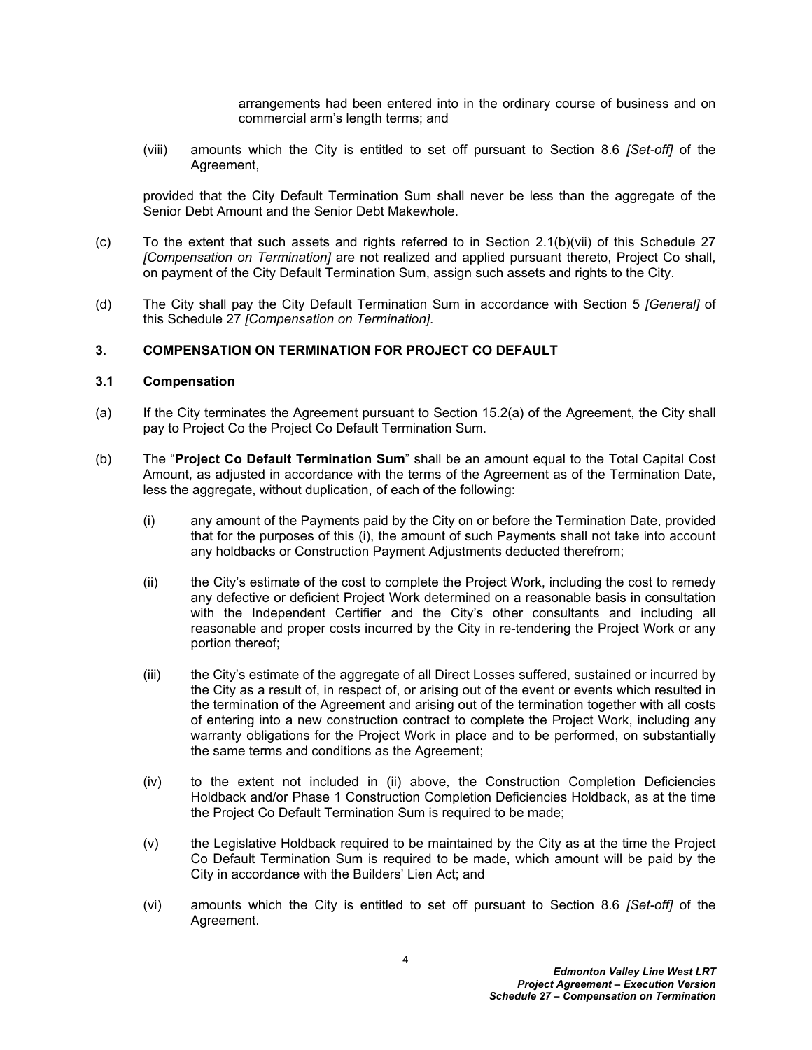arrangements had been entered into in the ordinary course of business and on commercial arm's length terms; and

(viii) amounts which the City is entitled to set off pursuant to Section 8.6 *[Set-off]* of the Agreement,

provided that the City Default Termination Sum shall never be less than the aggregate of the Senior Debt Amount and the Senior Debt Makewhole.

(c) To the extent that such assets and rights referred to in Section 2.1(b)(vii) of this Schedule 27 *[Compensation on Termination]* are not realized and applied pursuant thereto, Project Co shall, on payment of the City Default Termination Sum, assign such assets and rights to the City.

(d) The City shall pay the City Default Termination Sum in accordance with Section 5 *[General]* of this Schedule 27 *[Compensation on Termination]*.

## 3. COMPENSATION ON TERMINATION FOR PROJECT CO DEFAULT

### 3.1 Compensation

(a) If the City terminates the Agreement pursuant to Section 15.2(a) of the Agreement, the City shall pay to Project Co the Project Co Default Termination Sum.

(b) The "**Project Co Default Termination Sum**" shall be an amount equal to the Total Capital Cost Amount, as adjusted in accordance with the terms of the Agreement as of the Termination Date, less the aggregate, without duplication, of each of the following:

(i) any amount of the Payments paid by the City on or before the Termination Date, provided that for the purposes of this (i), the amount of such Payments shall not take into account any holdbacks or Construction Payment Adjustments deducted therefrom;

(ii) the City's estimate of the cost to complete the Project Work, including the cost to remedy any defective or deficient Project Work determined on a reasonable basis in consultation with the Independent Certifier and the City's other consultants and including all reasonable and proper costs incurred by the City in re-tendering the Project Work or any portion thereof;

(iii) the City's estimate of the aggregate of all Direct Losses suffered, sustained or incurred by the City as a result of, in respect of, or arising out of the event or events which resulted in the termination of the Agreement and arising out of the termination together with all costs of entering into a new construction contract to complete the Project Work, including any warranty obligations for the Project Work in place and to be performed, on substantially the same terms and conditions as the Agreement;

(iv) to the extent not included in (ii) above, the Construction Completion Deficiencies Holdback and/or Phase 1 Construction Completion Deficiencies Holdback, as at the time the Project Co Default Termination Sum is required to be made;

(v) the Legislative Holdback required to be maintained by the City as at the time the Project Co Default Termination Sum is required to be made, which amount will be paid by the City in accordance with the Builders' Lien Act; and

(vi) amounts which the City is entitled to set off pursuant to Section 8.6 *[Set-off]* of the Agreement.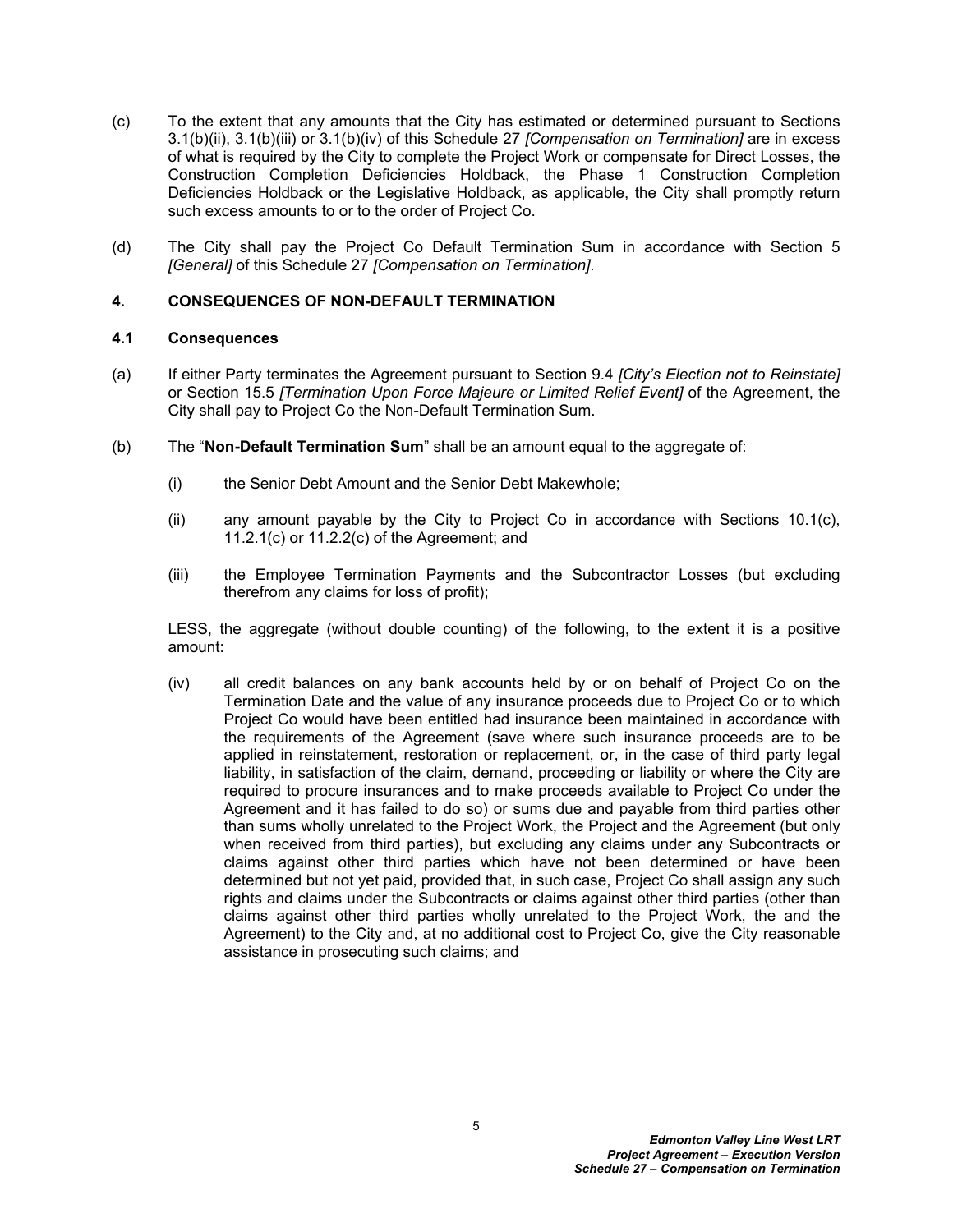(c) To the extent that any amounts that the City has estimated or determined pursuant to Sections 3.1(b)(ii), 3.1(b)(iii) or 3.1(b)(iv) of this Schedule 27 *[Compensation on Termination]* are in excess of what is required by the City to complete the Project Work or compensate for Direct Losses, the Construction Completion Deficiencies Holdback, the Phase 1 Construction Completion Deficiencies Holdback or the Legislative Holdback, as applicable, the City shall promptly return such excess amounts to or to the order of Project Co.

(d) The City shall pay the Project Co Default Termination Sum in accordance with Section 5 *[General]* of this Schedule 27 *[Compensation on Termination]*.

## 4. CONSEQUENCES OF NON-DEFAULT TERMINATION

### 4.1 Consequences

(a) If either Party terminates the Agreement pursuant to Section 9.4 *[City's Election not to Reinstate]* or Section 15.5 *[Termination Upon Force Majeure or Limited Relief Event]* of the Agreement, the City shall pay to Project Co the Non-Default Termination Sum.

(b) The "**Non-Default Termination Sum**" shall be an amount equal to the aggregate of:

(i) the Senior Debt Amount and the Senior Debt Makewhole;

(ii) any amount payable by the City to Project Co in accordance with Sections 10.1(c), 11.2.1(c) or 11.2.2(c) of the Agreement; and

(iii) the Employee Termination Payments and the Subcontractor Losses (but excluding therefrom any claims for loss of profit);

LESS, the aggregate (without double counting) of the following, to the extent it is a positive amount:

(iv) all credit balances on any bank accounts held by or on behalf of Project Co on the Termination Date and the value of any insurance proceeds due to Project Co or to which Project Co would have been entitled had insurance been maintained in accordance with the requirements of the Agreement (save where such insurance proceeds are to be applied in reinstatement, restoration or replacement, or, in the case of third party legal liability, in satisfaction of the claim, demand, proceeding or liability or where the City are required to procure insurances and to make proceeds available to Project Co under the Agreement and it has failed to do so) or sums due and payable from third parties other than sums wholly unrelated to the Project Work, the Project and the Agreement (but only when received from third parties), but excluding any claims under any Subcontracts or claims against other third parties which have not been determined or have been determined but not yet paid, provided that, in such case, Project Co shall assign any such rights and claims under the Subcontracts or claims against other third parties (other than claims against other third parties wholly unrelated to the Project Work, the and the Agreement) to the City and, at no additional cost to Project Co, give the City reasonable assistance in prosecuting such claims; and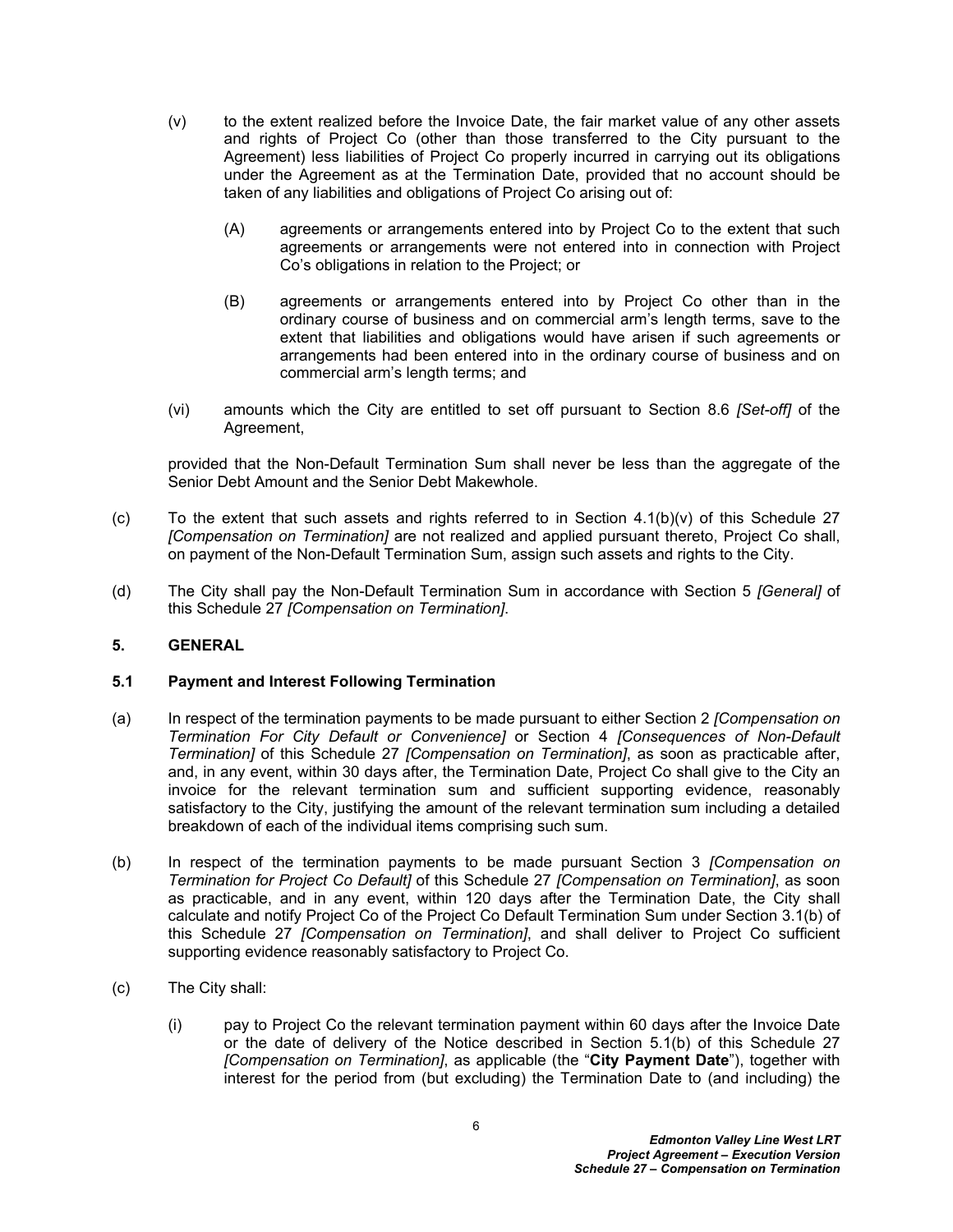(v) to the extent realized before the Invoice Date, the fair market value of any other assets and rights of Project Co (other than those transferred to the City pursuant to the Agreement) less liabilities of Project Co properly incurred in carrying out its obligations under the Agreement as at the Termination Date, provided that no account should be taken of any liabilities and obligations of Project Co arising out of:

(A) agreements or arrangements entered into by Project Co to the extent that such agreements or arrangements were not entered into in connection with Project Co's obligations in relation to the Project; or

(B) agreements or arrangements entered into by Project Co other than in the ordinary course of business and on commercial arm's length terms, save to the extent that liabilities and obligations would have arisen if such agreements or arrangements had been entered into in the ordinary course of business and on commercial arm's length terms; and

(vi) amounts which the City are entitled to set off pursuant to Section 8.6 *[Set-off]* of the Agreement,

provided that the Non-Default Termination Sum shall never be less than the aggregate of the Senior Debt Amount and the Senior Debt Makewhole.

(c) To the extent that such assets and rights referred to in Section 4.1(b)(v) of this Schedule 27 *[Compensation on Termination]* are not realized and applied pursuant thereto, Project Co shall, on payment of the Non-Default Termination Sum, assign such assets and rights to the City.

(d) The City shall pay the Non-Default Termination Sum in accordance with Section 5 *[General]* of this Schedule 27 *[Compensation on Termination]*.

## 5. GENERAL

### 5.1 Payment and Interest Following Termination

(a) In respect of the termination payments to be made pursuant to either Section 2 *[Compensation on Termination For City Default or Convenience]* or Section 4 *[Consequences of Non-Default Termination]* of this Schedule 27 *[Compensation on Termination]*, as soon as practicable after, and, in any event, within 30 days after, the Termination Date, Project Co shall give to the City an invoice for the relevant termination sum and sufficient supporting evidence, reasonably satisfactory to the City, justifying the amount of the relevant termination sum including a detailed breakdown of each of the individual items comprising such sum.

(b) In respect of the termination payments to be made pursuant Section 3 *[Compensation on Termination for Project Co Default]* of this Schedule 27 *[Compensation on Termination]*, as soon as practicable, and in any event, within 120 days after the Termination Date, the City shall calculate and notify Project Co of the Project Co Default Termination Sum under Section 3.1(b) of this Schedule 27 *[Compensation on Termination]*, and shall deliver to Project Co sufficient supporting evidence reasonably satisfactory to Project Co.

(c) The City shall:

(i) pay to Project Co the relevant termination payment within 60 days after the Invoice Date or the date of delivery of the Notice described in Section 5.1(b) of this Schedule 27 *[Compensation on Termination]*, as applicable (the "**City Payment Date**"), together with interest for the period from (but excluding) the Termination Date to (and including) the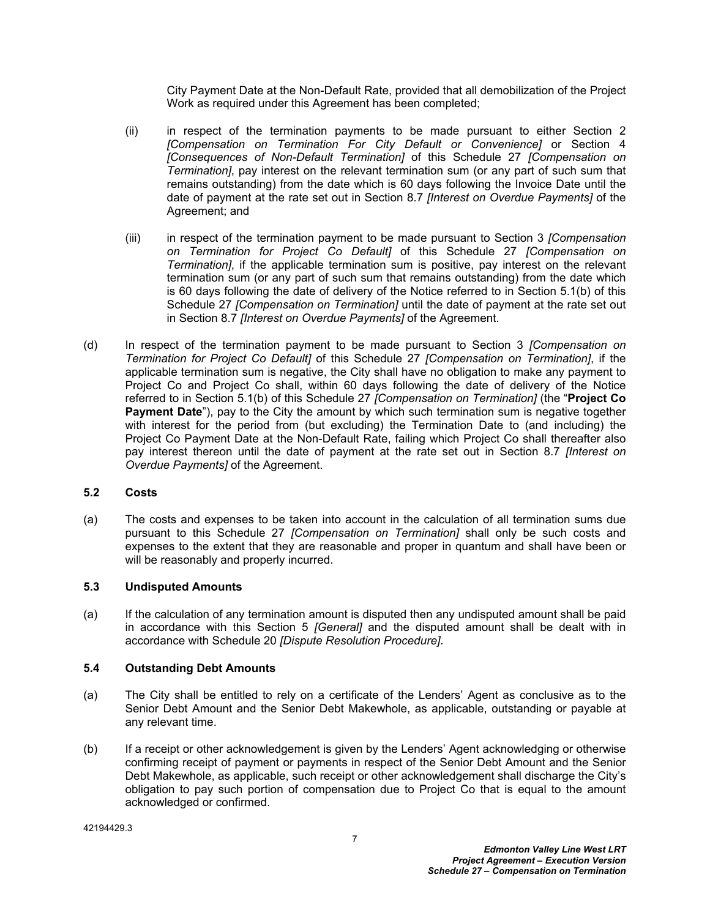City Payment Date at the Non-Default Rate, provided that all demobilization of the Project Work as required under this Agreement has been completed;

(ii) in respect of the termination payments to be made pursuant to either Section 2 *[Compensation on Termination For City Default or Convenience]* or Section 4 *[Consequences of Non-Default Termination]* of this Schedule 27 *[Compensation on Termination]*, pay interest on the relevant termination sum (or any part of such sum that remains outstanding) from the date which is 60 days following the Invoice Date until the date of payment at the rate set out in Section 8.7 *[Interest on Overdue Payments]* of the Agreement; and

(iii) in respect of the termination payment to be made pursuant to Section 3 *[Compensation on Termination for Project Co Default]* of this Schedule 27 *[Compensation on Termination]*, if the applicable termination sum is positive, pay interest on the relevant termination sum (or any part of such sum that remains outstanding) from the date which is 60 days following the date of delivery of the Notice referred to in Section 5.1(b) of this Schedule 27 *[Compensation on Termination]* until the date of payment at the rate set out in Section 8.7 *[Interest on Overdue Payments]* of the Agreement.

(d) In respect of the termination payment to be made pursuant to Section 3 *[Compensation on Termination for Project Co Default]* of this Schedule 27 *[Compensation on Termination]*, if the applicable termination sum is negative, the City shall have no obligation to make any payment to Project Co and Project Co shall, within 60 days following the date of delivery of the Notice referred to in Section 5.1(b) of this Schedule 27 *[Compensation on Termination]* (the "**Project Co Payment Date**"), pay to the City the amount by which such termination sum is negative together with interest for the period from (but excluding) the Termination Date to (and including) the Project Co Payment Date at the Non-Default Rate, failing which Project Co shall thereafter also pay interest thereon until the date of payment at the rate set out in Section 8.7 *[Interest on Overdue Payments]* of the Agreement.

### 5.2 Costs

(a) The costs and expenses to be taken into account in the calculation of all termination sums due pursuant to this Schedule 27 *[Compensation on Termination]* shall only be such costs and expenses to the extent that they are reasonable and proper in quantum and shall have been or will be reasonably and properly incurred.

### 5.3 Undisputed Amounts

(a) If the calculation of any termination amount is disputed then any undisputed amount shall be paid in accordance with this Section 5 *[General]* and the disputed amount shall be dealt with in accordance with Schedule 20 *[Dispute Resolution Procedure]*.

### 5.4 Outstanding Debt Amounts

(a) The City shall be entitled to rely on a certificate of the Lenders' Agent as conclusive as to the Senior Debt Amount and the Senior Debt Makewhole, as applicable, outstanding or payable at any relevant time.

(b) If a receipt or other acknowledgement is given by the Lenders' Agent acknowledging or otherwise confirming receipt of payment or payments in respect of the Senior Debt Amount and the Senior Debt Makewhole, as applicable, such receipt or other acknowledgement shall discharge the City's obligation to pay such portion of compensation due to Project Co that is equal to the amount acknowledged or confirmed.